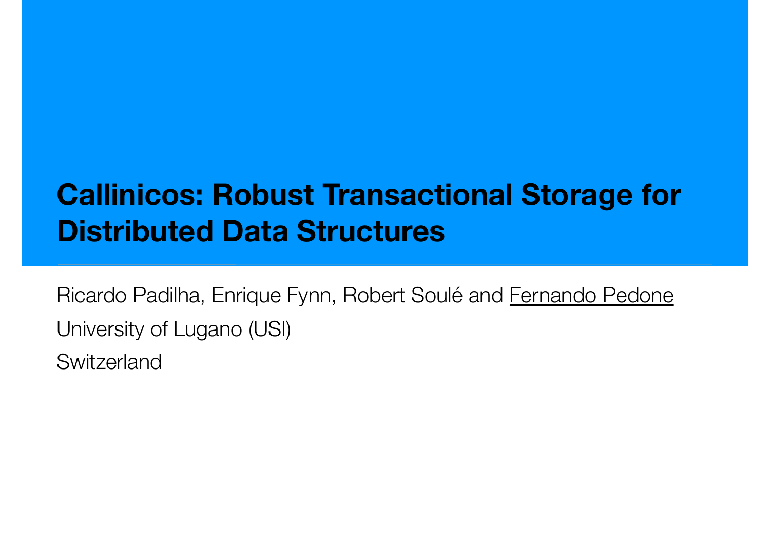# Callinicos: Robust Transactional Storage for Distributed Data Structures

Ricardo Padilha, Enrique Fynn, Robert Soulé and Fernando Pedone

University of Lugano (USI)

Switzerland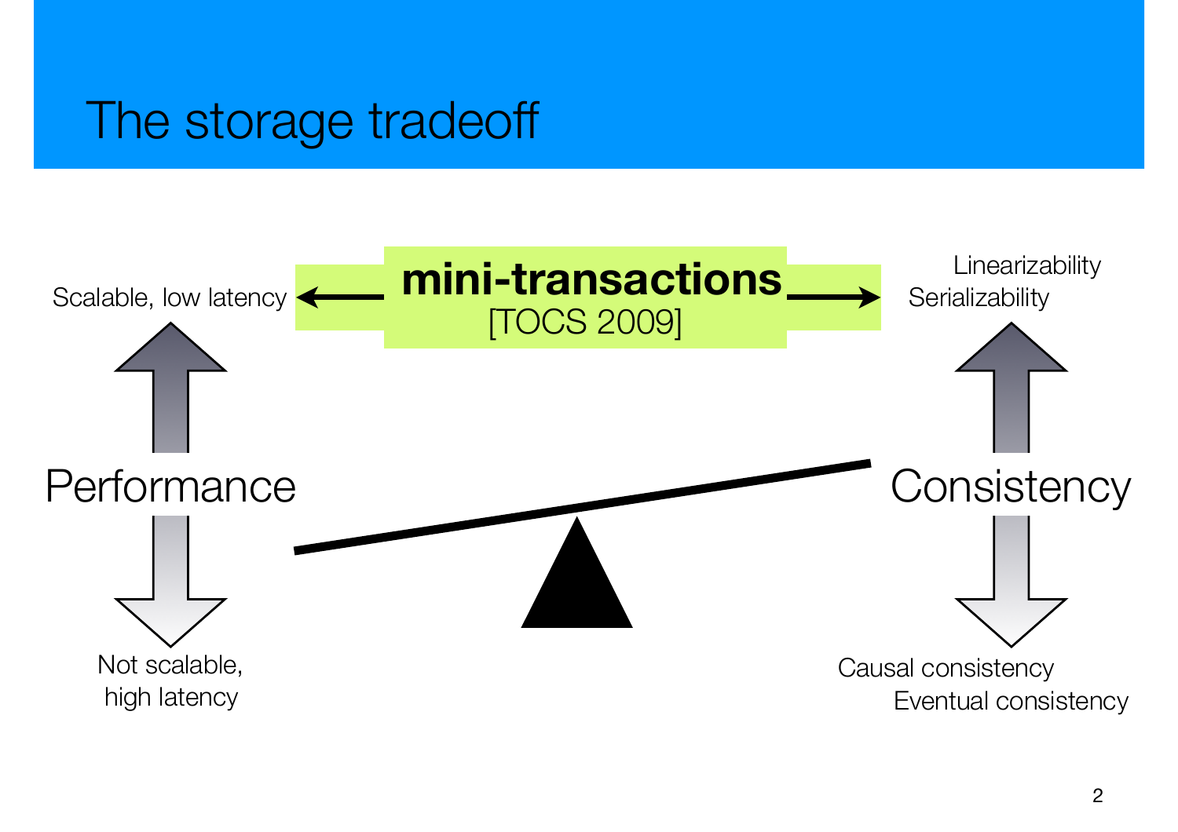# The storage tradeoff

**mini-transactions**
[TOCS 2009]

Scalable, low latency

Performance

Not scalable,
high latency

Linearizability
Serializability

Consistency

Causal consistency
Eventual consistency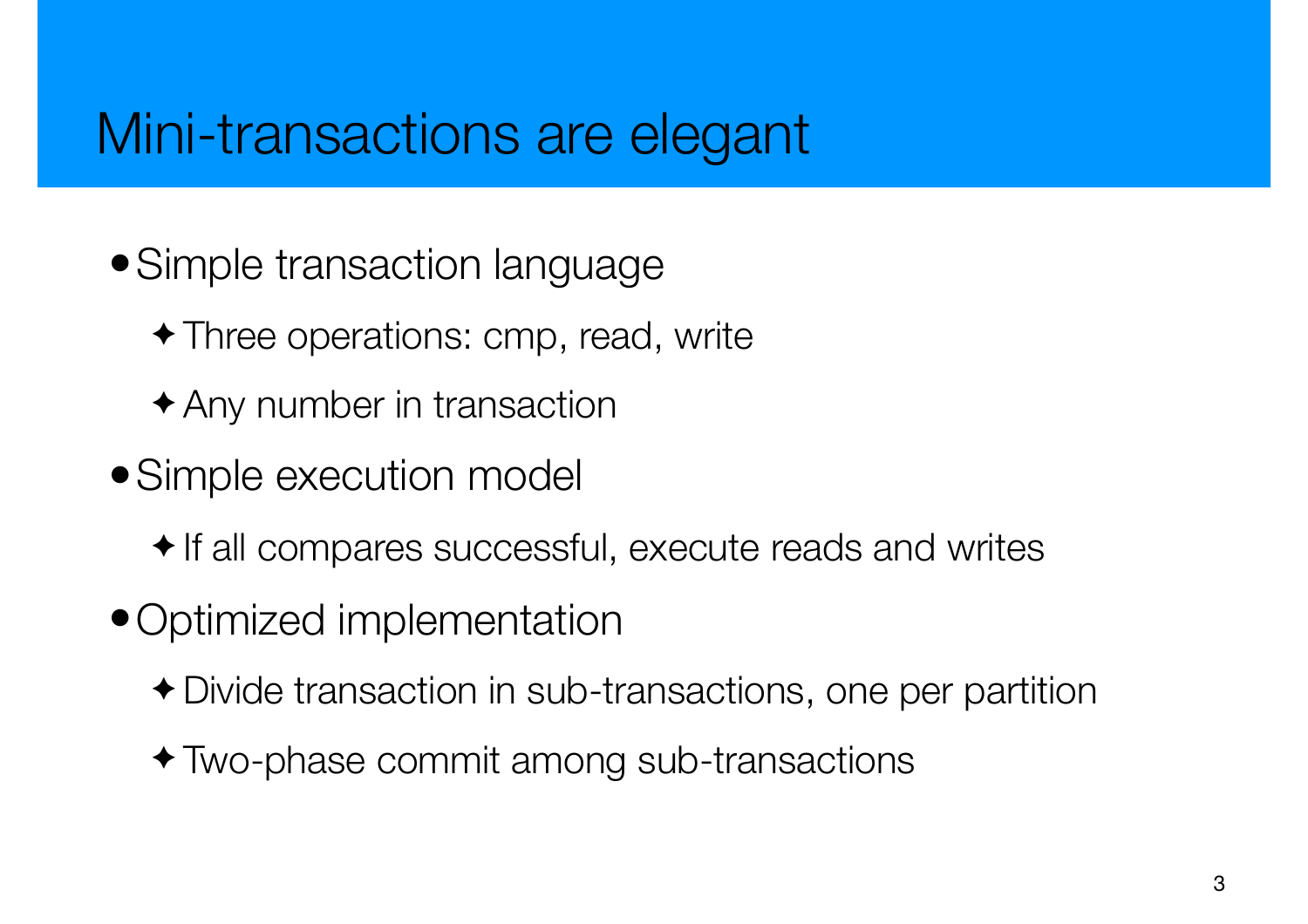# Mini-transactions are elegant

- Simple transaction language
  - Three operations: cmp, read, write
  - Any number in transaction
- Simple execution model
  - If all compares successful, execute reads and writes
- Optimized implementation
  - Divide transaction in sub-transactions, one per partition
  - Two-phase commit among sub-transactions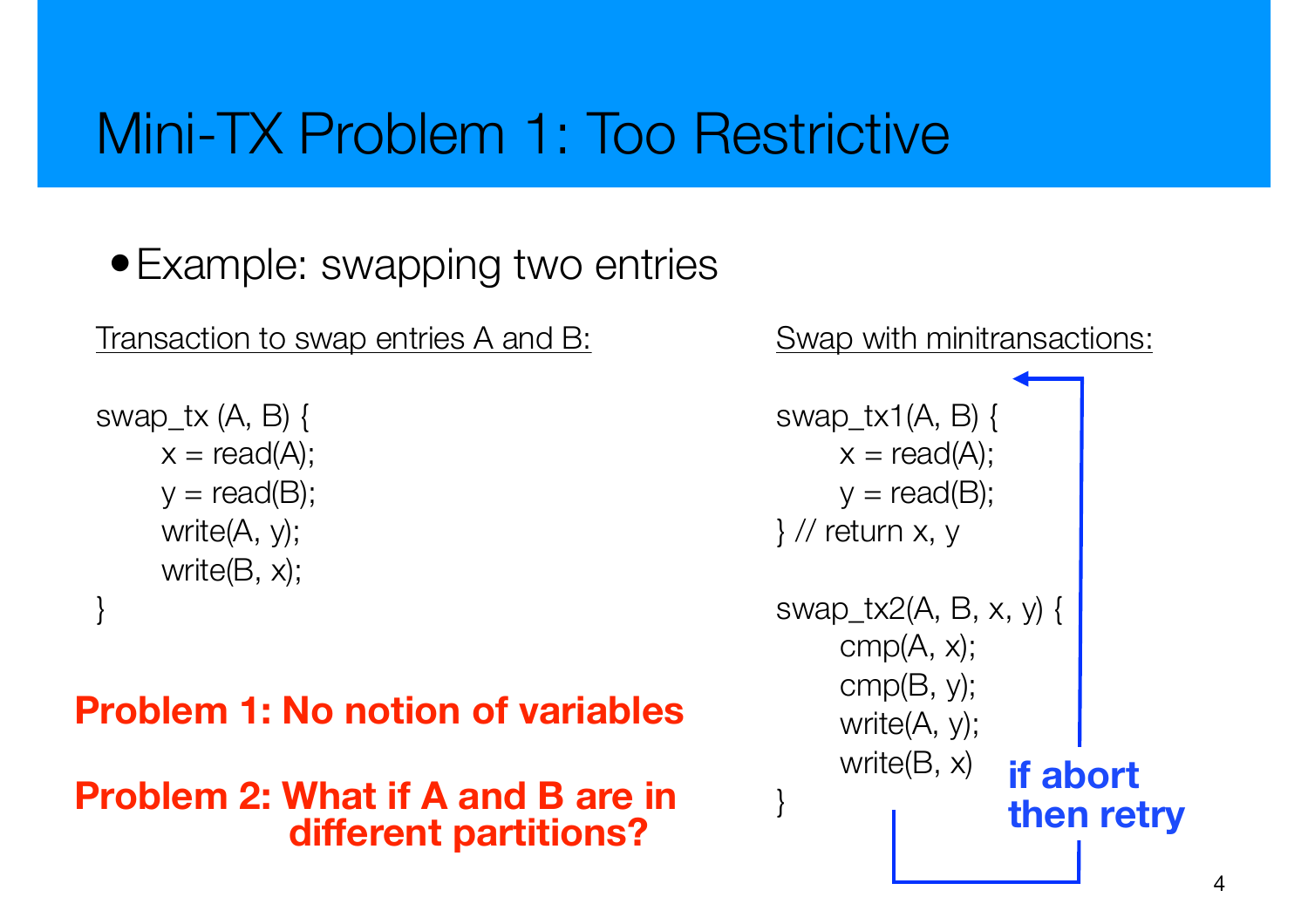# Mini-TX Problem 1: Too Restrictive

- Example: swapping two entries

Transaction to swap entries A and B:

```
swap_tx (A, B) {
    x = read(A);
    y = read(B);
    write(A, y);
    write(B, x);
}
```

**Problem 1: No notion of variables**

**Problem 2: What if A and B are in different partitions?**

Swap with minitransactions:

```
swap_tx1(A, B) {
    x = read(A);
    y = read(B);
} // return x, y

swap_tx2(A, B, x, y) {
    cmp(A, x);
    cmp(B, y);
    write(A, y);
    write(B, x)
}
```

**if abort then retry**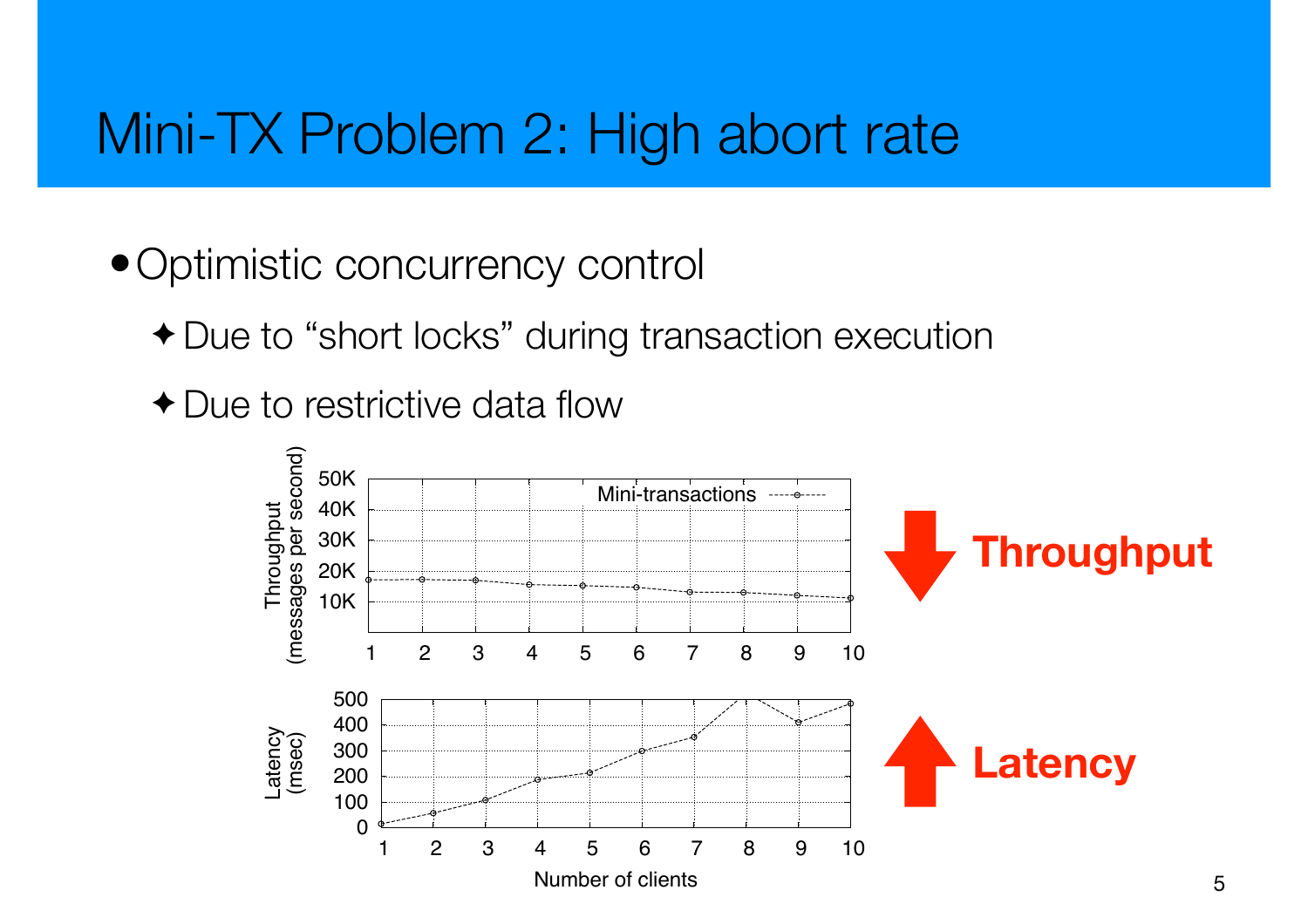# Mini-TX Problem 2: High abort rate

- Optimistic concurrency control
  - ✦ Due to "short locks" during transaction execution
  - ✦ Due to restrictive data flow

**Throughput** ↓

**Latency** ↑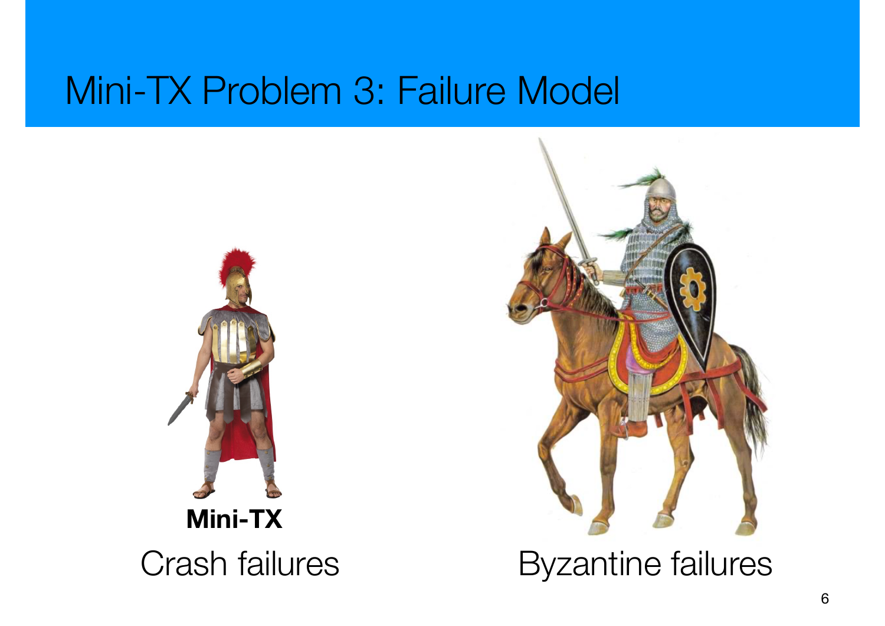# Mini-TX Problem 3: Failure Model

**Mini-TX**

Crash failures

Byzantine failures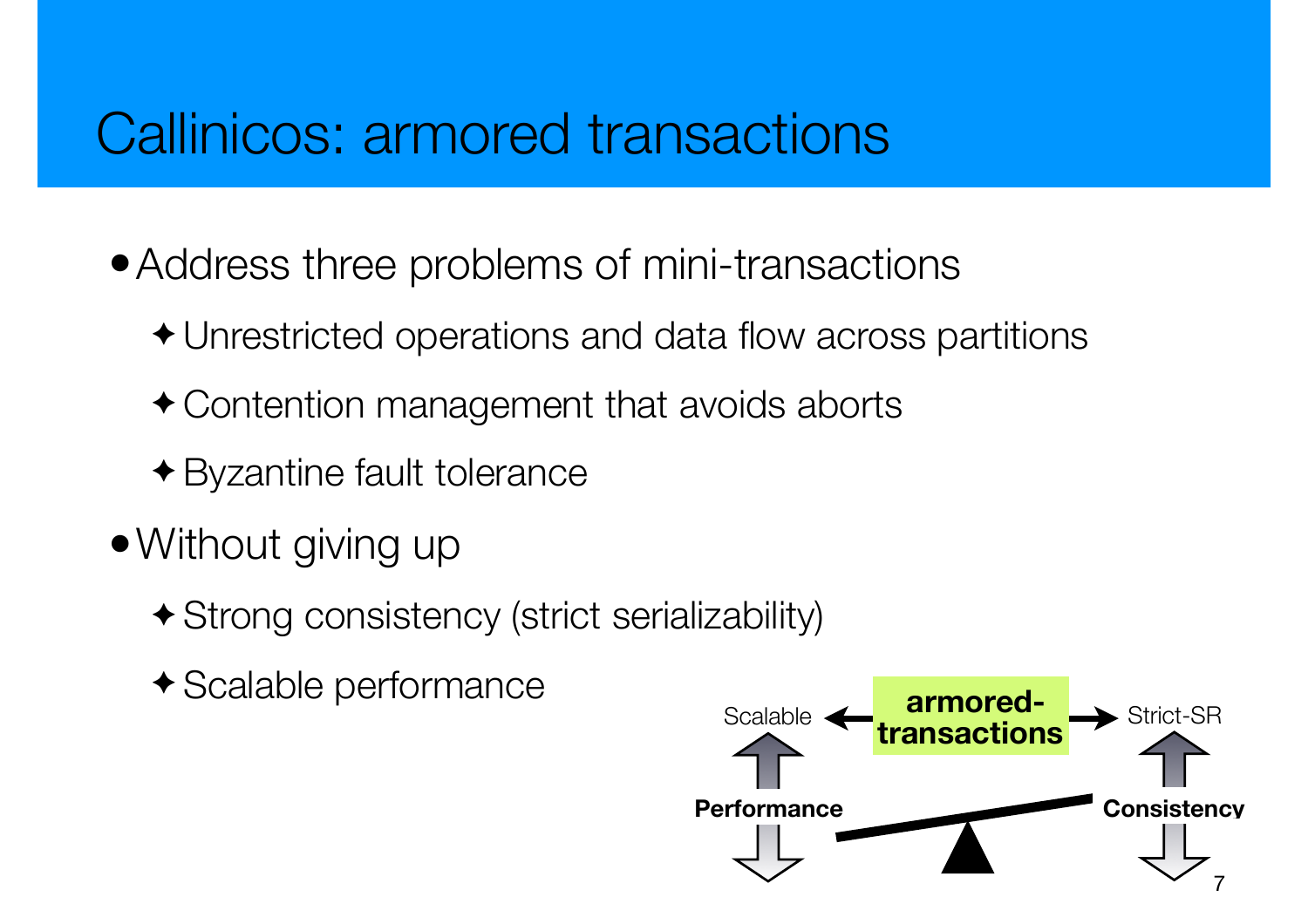# Callinicos: armored transactions

- Address three problems of mini-transactions
  - Unrestricted operations and data flow across partitions
  - Contention management that avoids aborts
  - Byzantine fault tolerance
- Without giving up
  - Strong consistency (strict serializability)
  - Scalable performance

Scalable ← **armored-transactions** → Strict-SR

**Performance** **Consistency**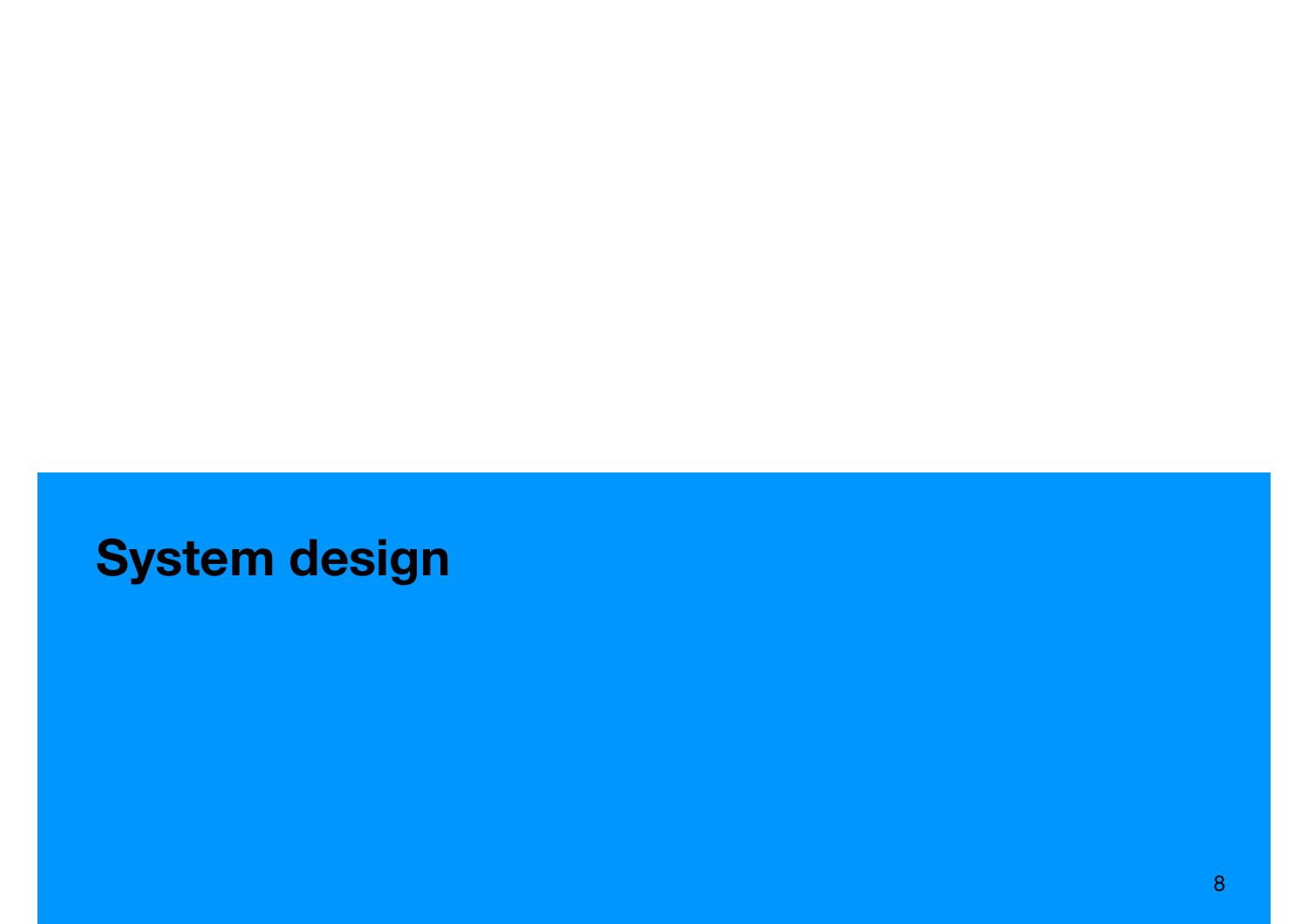# System design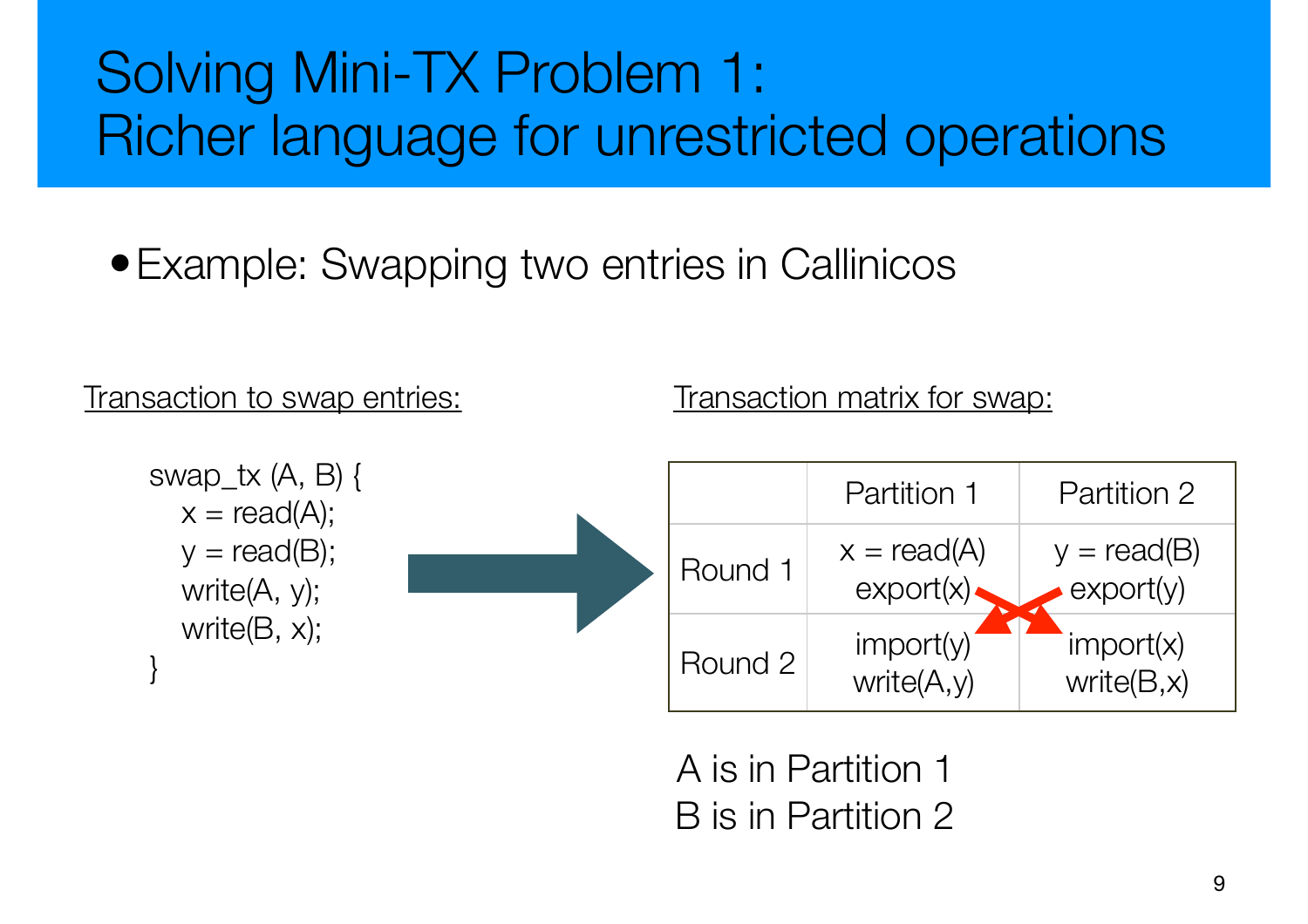# Solving Mini-TX Problem 1: Richer language for unrestricted operations

- Example: Swapping two entries in Callinicos

Transaction to swap entries:

```
swap_tx (A, B) {
    x = read(A);
    y = read(B);
    write(A, y);
    write(B, x);
}
```

Transaction matrix for swap:

| | Partition 1 | Partition 2 |
|---|---|---|
| Round 1 | x = read(A) export(x) | y = read(B) export(y) |
| Round 2 | import(y) write(A,y) | import(x) write(B,x) |

A is in Partition 1
B is in Partition 2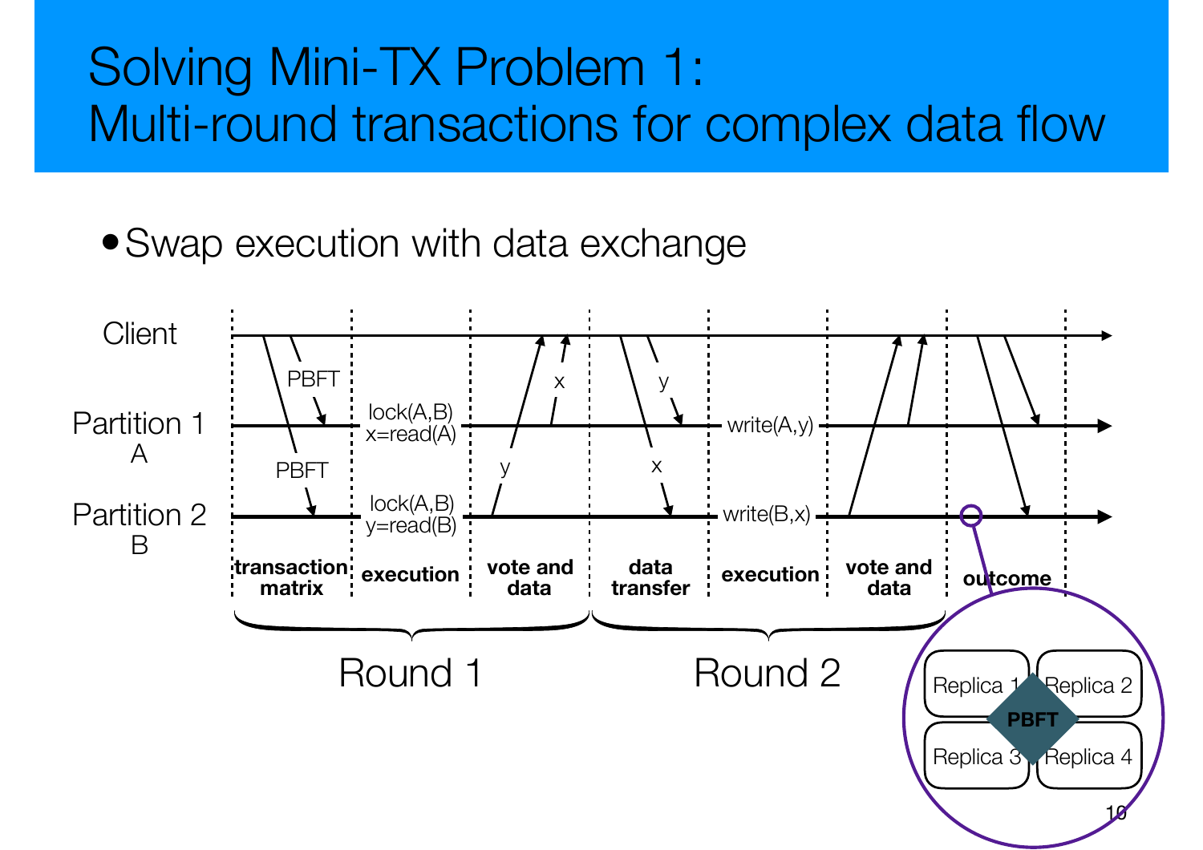# Solving Mini-TX Problem 1: Multi-round transactions for complex data flow

- Swap execution with data exchange

Client

Partition 1
A

Partition 2
B

PBFT

PBFT

lock(A,B)
x=read(A)

lock(A,B)
y=read(B)

x

y

y

x

write(A,y)

write(B,x)

**transaction matrix** | **execution** | **vote and data** | **data transfer** | **execution** | **vote and data** | **outcome**

Round 1

Round 2

Replica 1 | Replica 2 | Replica 3 | Replica 4

**PBFT**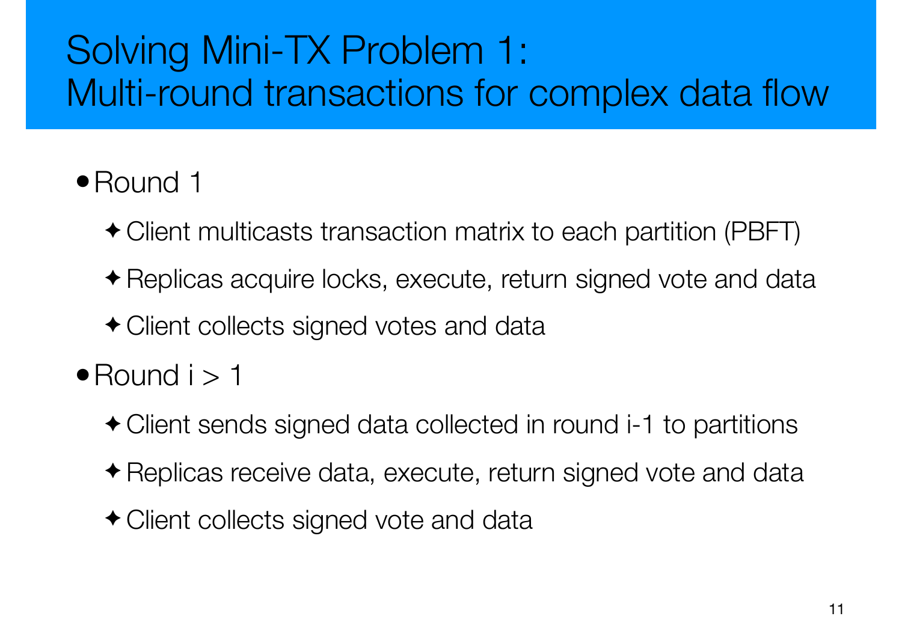# Solving Mini-TX Problem 1: Multi-round transactions for complex data flow

- Round 1
  - Client multicasts transaction matrix to each partition (PBFT)
  - Replicas acquire locks, execute, return signed vote and data
  - Client collects signed votes and data
- Round i > 1
  - Client sends signed data collected in round i-1 to partitions
  - Replicas receive data, execute, return signed vote and data
  - Client collects signed vote and data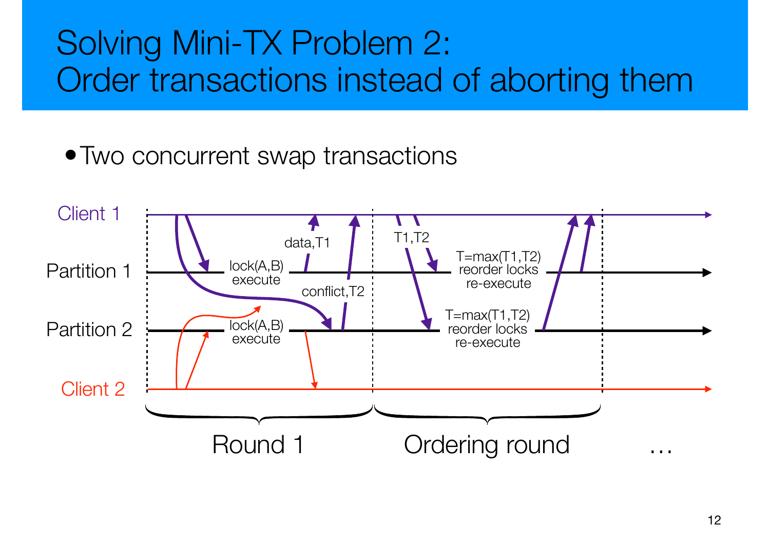# Solving Mini-TX Problem 2: Order transactions instead of aborting them

- Two concurrent swap transactions

Client 1

Partition 1

Partition 2

Client 2

lock(A,B) execute

data,T1

lock(A,B) execute

conflict,T2

T1,T2

T=max(T1,T2) reorder locks re-execute

T=max(T1,T2) reorder locks re-execute

Round 1

Ordering round

…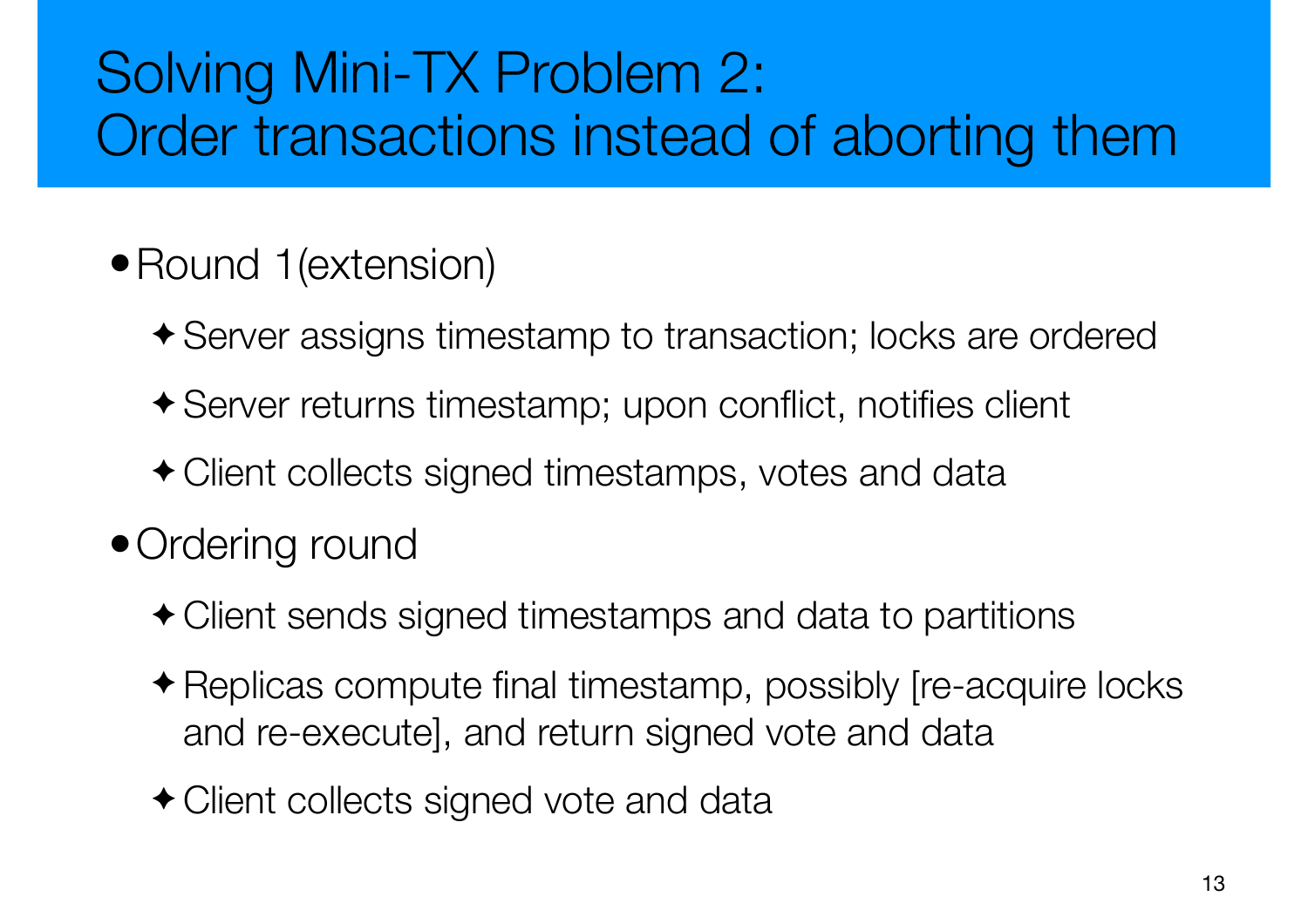# Solving Mini-TX Problem 2: Order transactions instead of aborting them

- Round 1(extension)
  - Server assigns timestamp to transaction; locks are ordered
  - Server returns timestamp; upon conflict, notifies client
  - Client collects signed timestamps, votes and data
- Ordering round
  - Client sends signed timestamps and data to partitions
  - Replicas compute final timestamp, possibly [re-acquire locks and re-execute], and return signed vote and data
  - Client collects signed vote and data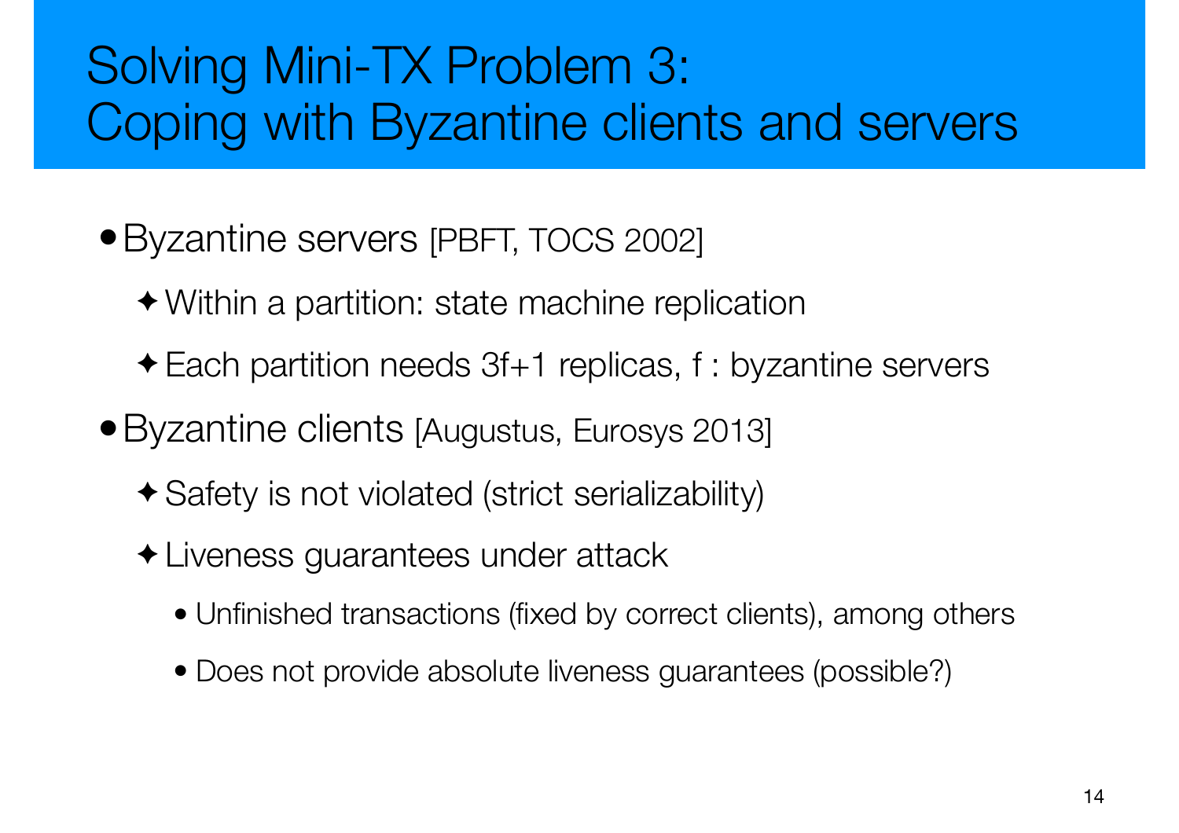# Solving Mini-TX Problem 3: Coping with Byzantine clients and servers

- Byzantine servers [PBFT, TOCS 2002]
  - Within a partition: state machine replication
  - Each partition needs 3f+1 replicas, f : byzantine servers
- Byzantine clients [Augustus, Eurosys 2013]
  - Safety is not violated (strict serializability)
  - Liveness guarantees under attack
    - Unfinished transactions (fixed by correct clients), among others
    - Does not provide absolute liveness guarantees (possible?)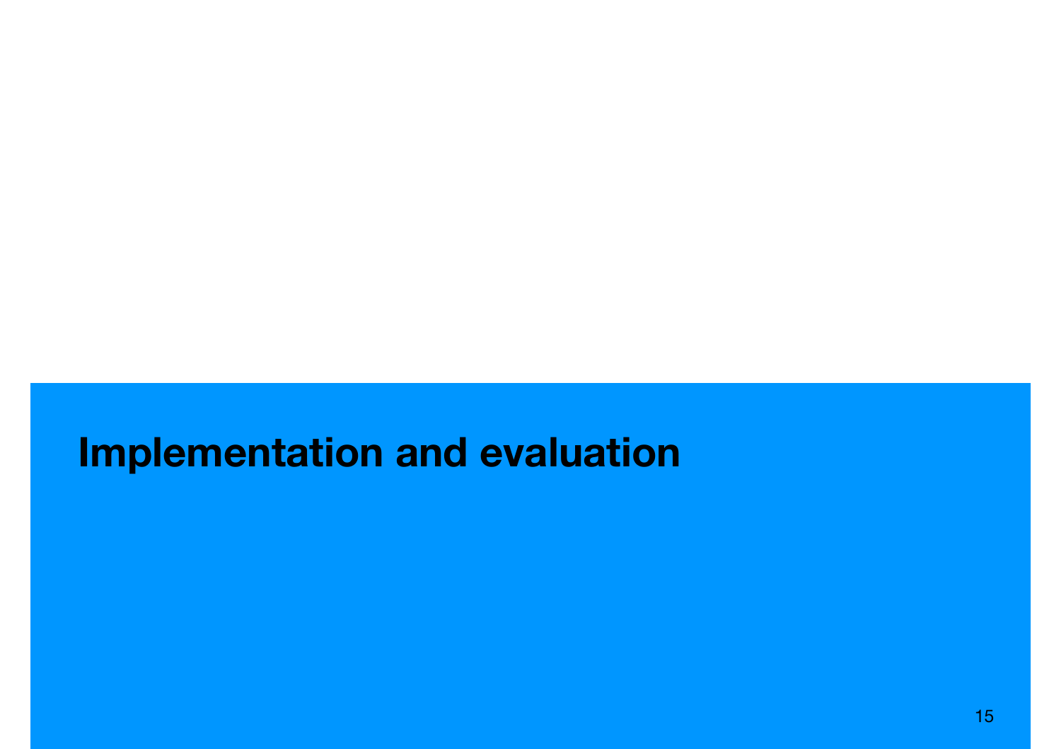# Implementation and evaluation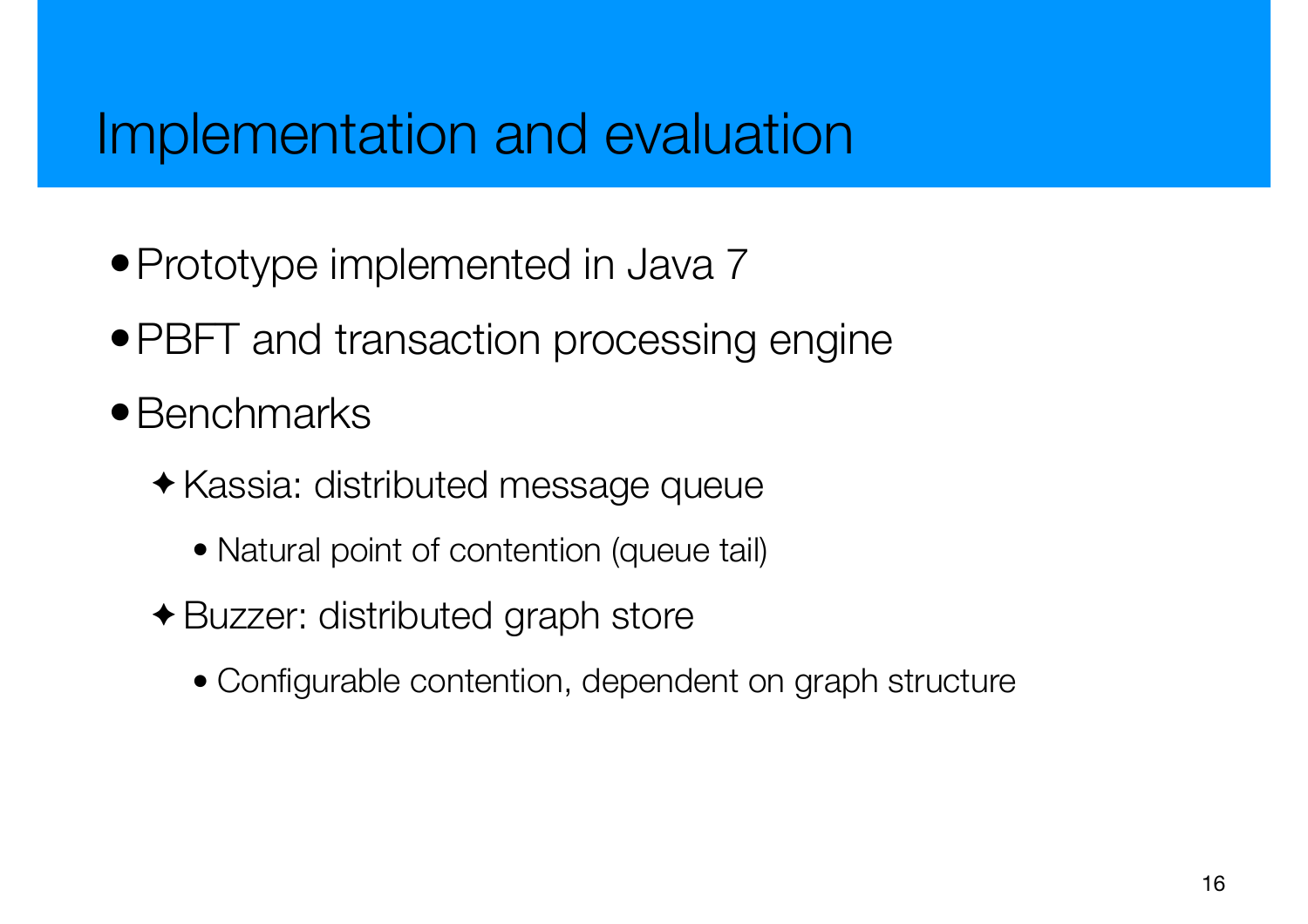# Implementation and evaluation

- Prototype implemented in Java 7
- PBFT and transaction processing engine
- Benchmarks
  - Kassia: distributed message queue
    - Natural point of contention (queue tail)
  - Buzzer: distributed graph store
    - Configurable contention, dependent on graph structure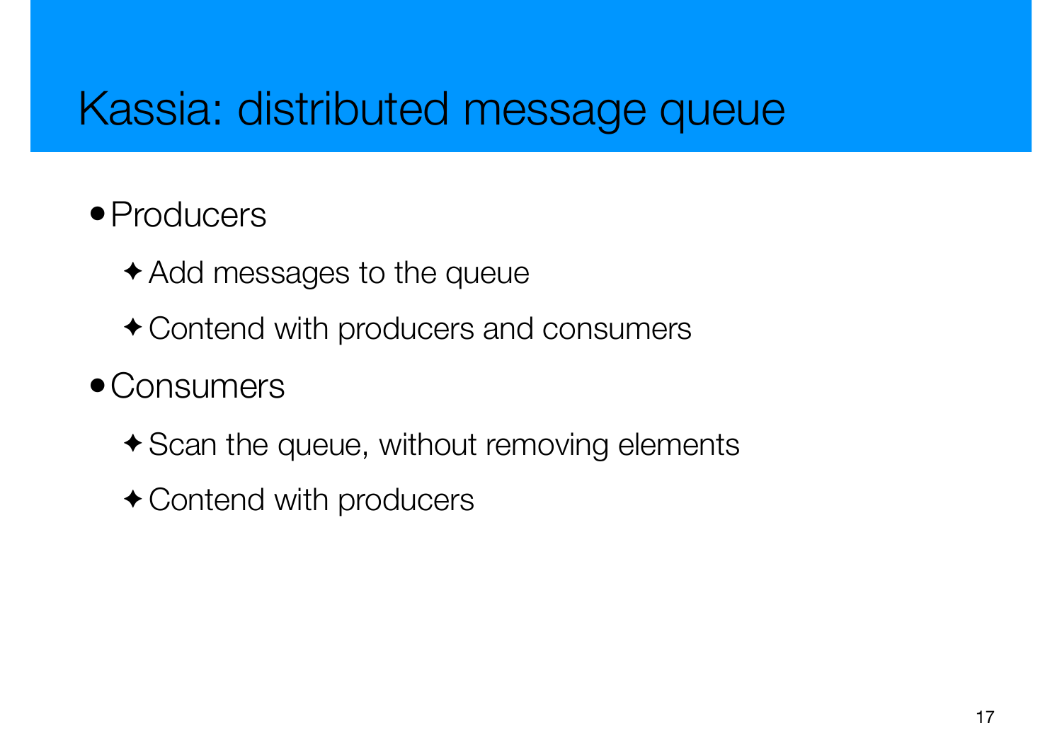# Kassia: distributed message queue

- Producers
  - Add messages to the queue
  - Contend with producers and consumers
- Consumers
  - Scan the queue, without removing elements
  - Contend with producers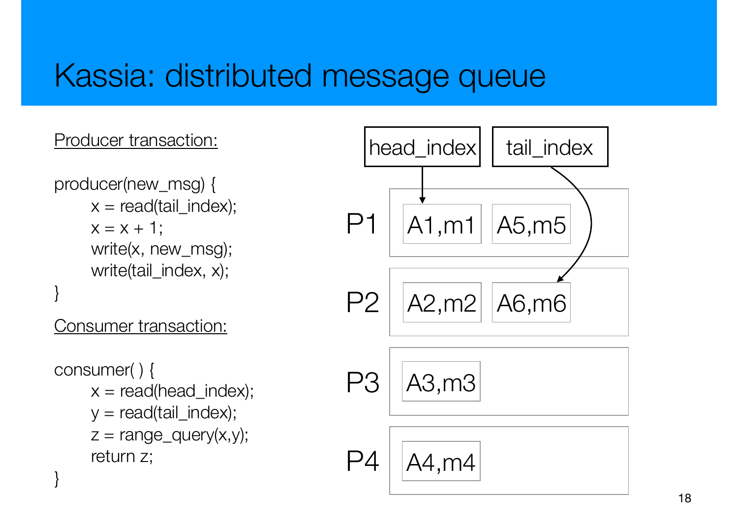# Kassia: distributed message queue

Producer transaction:

```
producer(new_msg) {
    x = read(tail_index);
    x = x + 1;
    write(x, new_msg);
    write(tail_index, x);
}
```

Consumer transaction:

```
consumer( ) {
    x = read(head_index);
    y = read(tail_index);
    z = range_query(x,y);
    return z;
}
```

head_index → A1,m1 (P1)

tail_index → A6,m6 (P2)

| Partition | Entries | |
|---|---|---|
| P1 | A1,m1 | A5,m5 |
| P2 | A2,m2 | A6,m6 |
| P3 | A3,m3 | |
| P4 | A4,m4 | |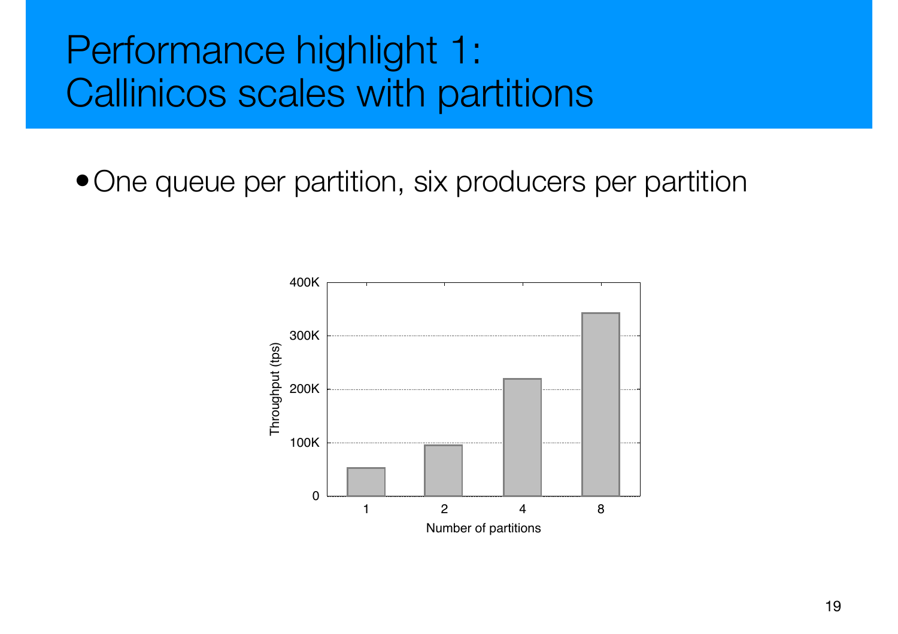# Performance highlight 1: Callinicos scales with partitions

- One queue per partition, six producers per partition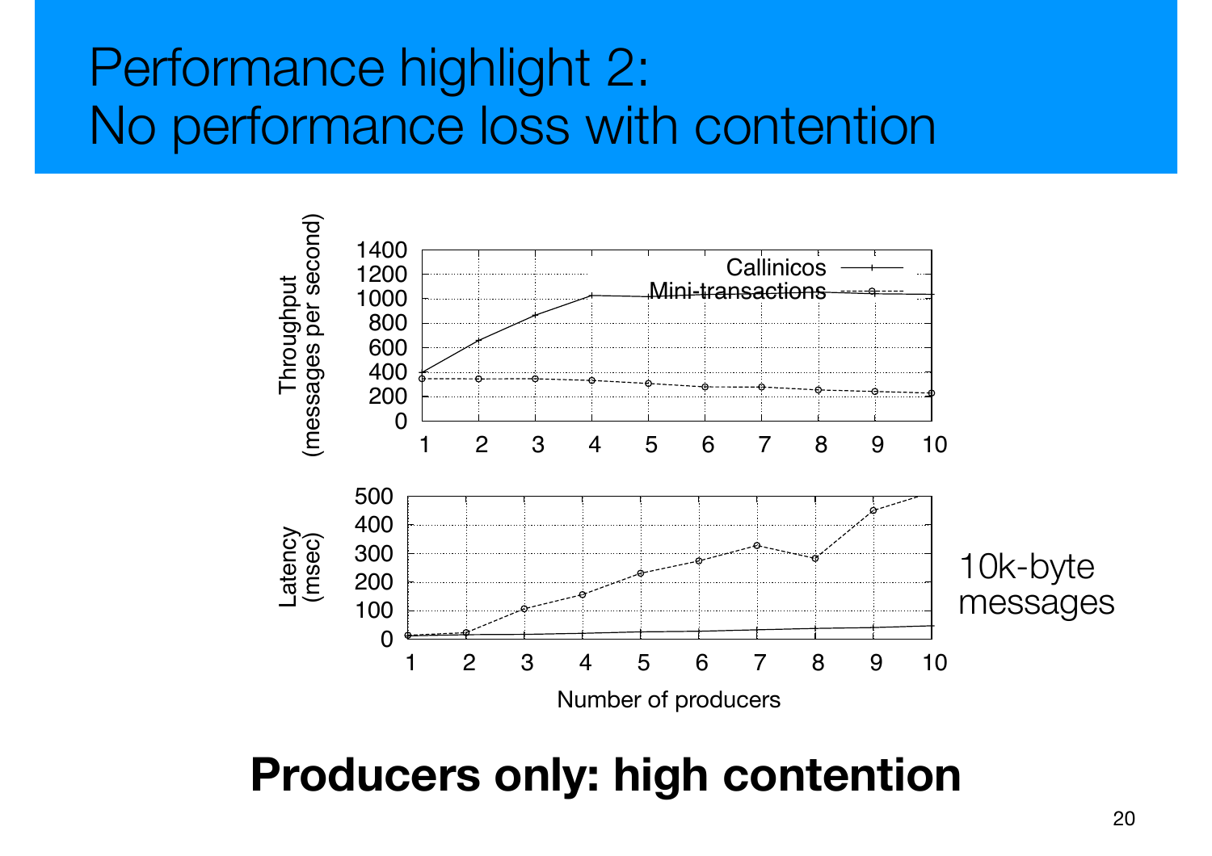# Performance highlight 2: No performance loss with contention

10k-byte messages

**Producers only: high contention**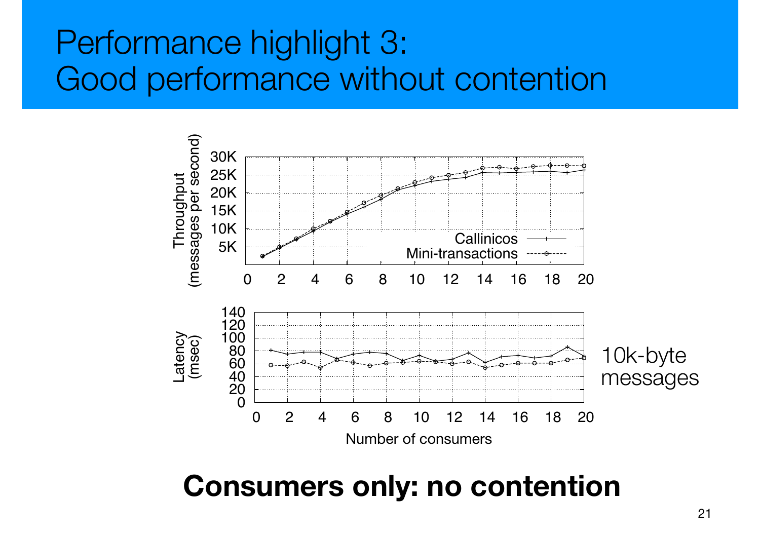# Performance highlight 3:
# Good performance without contention

Callinicos / Mini-transactions

10k-byte messages

**Consumers only: no contention**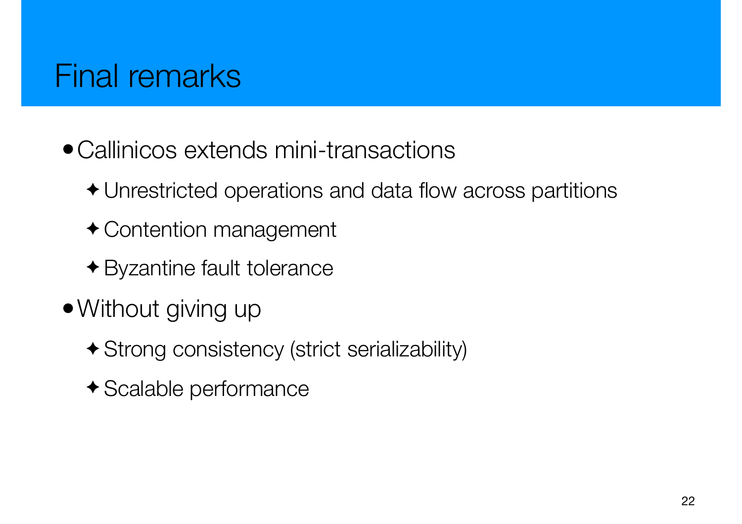# Final remarks

- Callinicos extends mini-transactions
  - Unrestricted operations and data flow across partitions
  - Contention management
  - Byzantine fault tolerance
- Without giving up
  - Strong consistency (strict serializability)
  - Scalable performance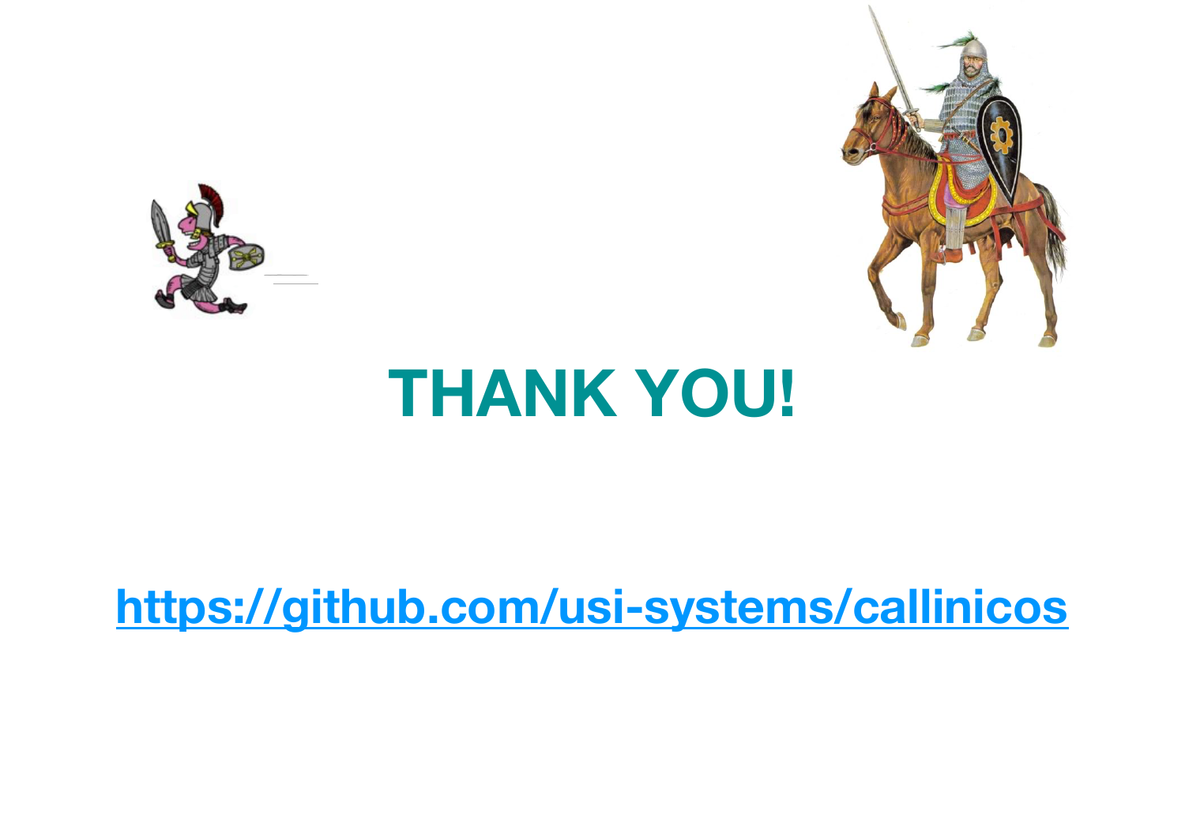# THANK YOU!

https://github.com/usi-systems/callinicos